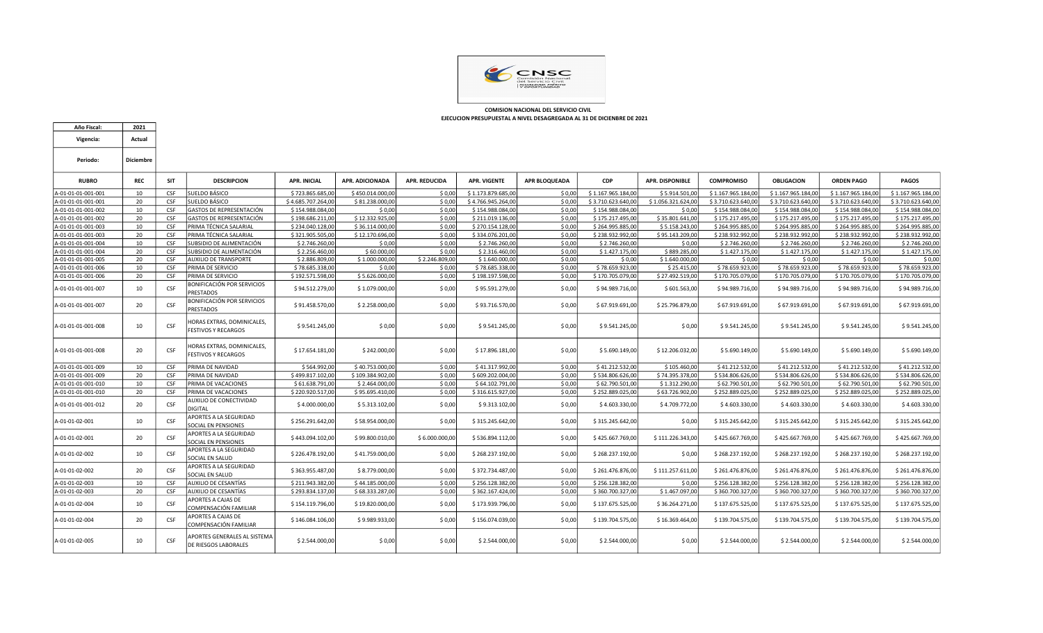**COMISION NACIONAL DEL SERVICIO CIVIL**
**EJECUCION PRESUPUESTAL A NIVEL DESAGREGADA AL 31 DE DICIEMBRE DE 2021**

| Año Fiscal: | 2021 |
|---|---|
| Vigencia: | Actual |
| Periodo: | Diciembre |

| RUBRO | REC | SIT | DESCRIPCION | APR. INICIAL | APR. ADICIONADA | APR. REDUCIDA | APR. VIGENTE | APR BLOQUEADA | CDP | APR. DISPONIBLE | COMPROMISO | OBLIGACION | ORDEN PAGO | PAGOS |
|---|---|---|---|---|---|---|---|---|---|---|---|---|---|---|
| A-01-01-01-001-001 | 10 | CSF | SUELDO BÁSICO | $ 723.865.685,00 | $ 450.014.000,00 | $ 0,00 | $ 1.173.879.685,00 | $ 0,00 | $ 1.167.965.184,00 | $ 5.914.501,00 | $ 1.167.965.184,00 | $ 1.167.965.184,00 | $ 1.167.965.184,00 | $ 1.167.965.184,00 |
| A-01-01-01-001-001 | 20 | CSF | SUELDO BÁSICO | $ 4.685.707.264,00 | $ 81.238.000,00 | $ 0,00 | $ 4.766.945.264,00 | $ 0,00 | $ 3.710.623.640,00 | $ 1.056.321.624,00 | $ 3.710.623.640,00 | $ 3.710.623.640,00 | $ 3.710.623.640,00 | $ 3.710.623.640,00 |
| A-01-01-01-001-002 | 10 | CSF | GASTOS DE REPRESENTACIÓN | $ 154.988.084,00 | $ 0,00 | $ 0,00 | $ 154.988.084,00 | $ 0,00 | $ 154.988.084,00 | $ 0,00 | $ 154.988.084,00 | $ 154.988.084,00 | $ 154.988.084,00 | $ 154.988.084,00 |
| A-01-01-01-001-002 | 20 | CSF | GASTOS DE REPRESENTACIÓN | $ 198.686.211,00 | $ 12.332.925,00 | $ 0,00 | $ 211.019.136,00 | $ 0,00 | $ 175.217.495,00 | $ 35.801.641,00 | $ 175.217.495,00 | $ 175.217.495,00 | $ 175.217.495,00 | $ 175.217.495,00 |
| A-01-01-01-001-003 | 10 | CSF | PRIMA TÉCNICA SALARIAL | $ 234.040.128,00 | $ 36.114.000,00 | $ 0,00 | $ 270.154.128,00 | $ 0,00 | $ 264.995.885,00 | $ 5.158.243,00 | $ 264.995.885,00 | $ 264.995.885,00 | $ 264.995.885,00 | $ 264.995.885,00 |
| A-01-01-01-001-003 | 20 | CSF | PRIMA TÉCNICA SALARIAL | $ 321.905.505,00 | $ 12.170.696,00 | $ 0,00 | $ 334.076.201,00 | $ 0,00 | $ 238.932.992,00 | $ 95.143.209,00 | $ 238.932.992,00 | $ 238.932.992,00 | $ 238.932.992,00 | $ 238.932.992,00 |
| A-01-01-01-001-004 | 10 | CSF | SUBSIDIO DE ALIMENTACIÓN | $ 2.746.260,00 | $ 0,00 | $ 0,00 | $ 2.746.260,00 | $ 0,00 | $ 2.746.260,00 | $ 0,00 | $ 2.746.260,00 | $ 2.746.260,00 | $ 2.746.260,00 | $ 2.746.260,00 |
| A-01-01-01-001-004 | 20 | CSF | SUBSIDIO DE ALIMENTACIÓN | $ 2.256.460,00 | $ 60.000,00 | $ 0,00 | $ 2.316.460,00 | $ 0,00 | $ 1.427.175,00 | $ 889.285,00 | $ 1.427.175,00 | $ 1.427.175,00 | $ 1.427.175,00 | $ 1.427.175,00 |
| A-01-01-01-001-005 | 20 | CSF | AUXILIO DE TRANSPORTE | $ 2.886.809,00 | $ 1.000.000,00 | $ 2.246.809,00 | $ 1.640.000,00 | $ 0,00 | $ 0,00 | $ 1.640.000,00 | $ 0,00 | $ 0,00 | $ 0,00 | $ 0,00 |
| A-01-01-01-001-006 | 10 | CSF | PRIMA DE SERVICIO | $ 78.685.338,00 | $ 0,00 | $ 0,00 | $ 78.685.338,00 | $ 0,00 | $ 78.659.923,00 | $ 25.415,00 | $ 78.659.923,00 | $ 78.659.923,00 | $ 78.659.923,00 | $ 78.659.923,00 |
| A-01-01-01-001-006 | 20 | CSF | PRIMA DE SERVICIO | $ 192.571.598,00 | $ 5.626.000,00 | $ 0,00 | $ 198.197.598,00 | $ 0,00 | $ 170.705.079,00 | $ 27.492.519,00 | $ 170.705.079,00 | $ 170.705.079,00 | $ 170.705.079,00 | $ 170.705.079,00 |
| A-01-01-01-001-007 | 10 | CSF | BONIFICACIÓN POR SERVICIOS PRESTADOS | $ 94.512.279,00 | $ 1.079.000,00 | $ 0,00 | $ 95.591.279,00 | $ 0,00 | $ 94.989.716,00 | $ 601.563,00 | $ 94.989.716,00 | $ 94.989.716,00 | $ 94.989.716,00 | $ 94.989.716,00 |
| A-01-01-01-001-007 | 20 | CSF | BONIFICACIÓN POR SERVICIOS PRESTADOS | $ 91.458.570,00 | $ 2.258.000,00 | $ 0,00 | $ 93.716.570,00 | $ 0,00 | $ 67.919.691,00 | $ 25.796.879,00 | $ 67.919.691,00 | $ 67.919.691,00 | $ 67.919.691,00 | $ 67.919.691,00 |
| A-01-01-01-001-008 | 10 | CSF | HORAS EXTRAS, DOMINICALES, FESTIVOS Y RECARGOS | $ 9.541.245,00 | $ 0,00 | $ 0,00 | $ 9.541.245,00 | $ 0,00 | $ 9.541.245,00 | $ 0,00 | $ 9.541.245,00 | $ 9.541.245,00 | $ 9.541.245,00 | $ 9.541.245,00 |
| A-01-01-01-001-008 | 20 | CSF | HORAS EXTRAS, DOMINICALES, FESTIVOS Y RECARGOS | $ 17.654.181,00 | $ 242.000,00 | $ 0,00 | $ 17.896.181,00 | $ 0,00 | $ 5.690.149,00 | $ 12.206.032,00 | $ 5.690.149,00 | $ 5.690.149,00 | $ 5.690.149,00 | $ 5.690.149,00 |
| A-01-01-01-001-009 | 10 | CSF | PRIMA DE NAVIDAD | $ 564.992,00 | $ 40.753.000,00 | $ 0,00 | $ 41.317.992,00 | $ 0,00 | $ 41.212.532,00 | $ 105.460,00 | $ 41.212.532,00 | $ 41.212.532,00 | $ 41.212.532,00 | $ 41.212.532,00 |
| A-01-01-01-001-009 | 20 | CSF | PRIMA DE NAVIDAD | $ 499.817.102,00 | $ 109.384.902,00 | $ 0,00 | $ 609.202.004,00 | $ 0,00 | $ 534.806.626,00 | $ 74.395.378,00 | $ 534.806.626,00 | $ 534.806.626,00 | $ 534.806.626,00 | $ 534.806.626,00 |
| A-01-01-01-001-010 | 10 | CSF | PRIMA DE VACACIONES | $ 61.638.791,00 | $ 2.464.000,00 | $ 0,00 | $ 64.102.791,00 | $ 0,00 | $ 62.790.501,00 | $ 1.312.290,00 | $ 62.790.501,00 | $ 62.790.501,00 | $ 62.790.501,00 | $ 62.790.501,00 |
| A-01-01-01-001-010 | 20 | CSF | PRIMA DE VACACIONES | $ 220.920.517,00 | $ 95.695.410,00 | $ 0,00 | $ 316.615.927,00 | $ 0,00 | $ 252.889.025,00 | $ 63.726.902,00 | $ 252.889.025,00 | $ 252.889.025,00 | $ 252.889.025,00 | $ 252.889.025,00 |
| A-01-01-01-001-012 | 20 | CSF | AUXILIO DE CONECTIVIDAD DIGITAL | $ 4.000.000,00 | $ 5.313.102,00 | $ 0,00 | $ 9.313.102,00 | $ 0,00 | $ 4.603.330,00 | $ 4.709.772,00 | $ 4.603.330,00 | $ 4.603.330,00 | $ 4.603.330,00 | $ 4.603.330,00 |
| A-01-01-02-001 | 10 | CSF | APORTES A LA SEGURIDAD SOCIAL EN PENSIONES | $ 256.291.642,00 | $ 58.954.000,00 | $ 0,00 | $ 315.245.642,00 | $ 0,00 | $ 315.245.642,00 | $ 0,00 | $ 315.245.642,00 | $ 315.245.642,00 | $ 315.245.642,00 | $ 315.245.642,00 |
| A-01-01-02-001 | 20 | CSF | APORTES A LA SEGURIDAD SOCIAL EN PENSIONES | $ 443.094.102,00 | $ 99.800.010,00 | $ 6.000.000,00 | $ 536.894.112,00 | $ 0,00 | $ 425.667.769,00 | $ 111.226.343,00 | $ 425.667.769,00 | $ 425.667.769,00 | $ 425.667.769,00 | $ 425.667.769,00 |
| A-01-01-02-002 | 10 | CSF | APORTES A LA SEGURIDAD SOCIAL EN SALUD | $ 226.478.192,00 | $ 41.759.000,00 | $ 0,00 | $ 268.237.192,00 | $ 0,00 | $ 268.237.192,00 | $ 0,00 | $ 268.237.192,00 | $ 268.237.192,00 | $ 268.237.192,00 | $ 268.237.192,00 |
| A-01-01-02-002 | 20 | CSF | APORTES A LA SEGURIDAD SOCIAL EN SALUD | $ 363.955.487,00 | $ 8.779.000,00 | $ 0,00 | $ 372.734.487,00 | $ 0,00 | $ 261.476.876,00 | $ 111.257.611,00 | $ 261.476.876,00 | $ 261.476.876,00 | $ 261.476.876,00 | $ 261.476.876,00 |
| A-01-01-02-003 | 10 | CSF | AUXILIO DE CESANTÍAS | $ 211.943.382,00 | $ 44.185.000,00 | $ 0,00 | $ 256.128.382,00 | $ 0,00 | $ 256.128.382,00 | $ 0,00 | $ 256.128.382,00 | $ 256.128.382,00 | $ 256.128.382,00 | $ 256.128.382,00 |
| A-01-01-02-003 | 20 | CSF | AUXILIO DE CESANTÍAS | $ 293.834.137,00 | $ 68.333.287,00 | $ 0,00 | $ 362.167.424,00 | $ 0,00 | $ 360.700.327,00 | $ 1.467.097,00 | $ 360.700.327,00 | $ 360.700.327,00 | $ 360.700.327,00 | $ 360.700.327,00 |
| A-01-01-02-004 | 10 | CSF | APORTES A CAJAS DE COMPENSACIÓN FAMILIAR | $ 154.119.796,00 | $ 19.820.000,00 | $ 0,00 | $ 173.939.796,00 | $ 0,00 | $ 137.675.525,00 | $ 36.264.271,00 | $ 137.675.525,00 | $ 137.675.525,00 | $ 137.675.525,00 | $ 137.675.525,00 |
| A-01-01-02-004 | 20 | CSF | APORTES A CAJAS DE COMPENSACIÓN FAMILIAR | $ 146.084.106,00 | $ 9.989.933,00 | $ 0,00 | $ 156.074.039,00 | $ 0,00 | $ 139.704.575,00 | $ 16.369.464,00 | $ 139.704.575,00 | $ 139.704.575,00 | $ 139.704.575,00 | $ 139.704.575,00 |
| A-01-01-02-005 | 10 | CSF | APORTES GENERALES AL SISTEMA DE RIESGOS LABORALES | $ 2.544.000,00 | $ 0,00 | $ 0,00 | $ 2.544.000,00 | $ 0,00 | $ 2.544.000,00 | $ 0,00 | $ 2.544.000,00 | $ 2.544.000,00 | $ 2.544.000,00 | $ 2.544.000,00 |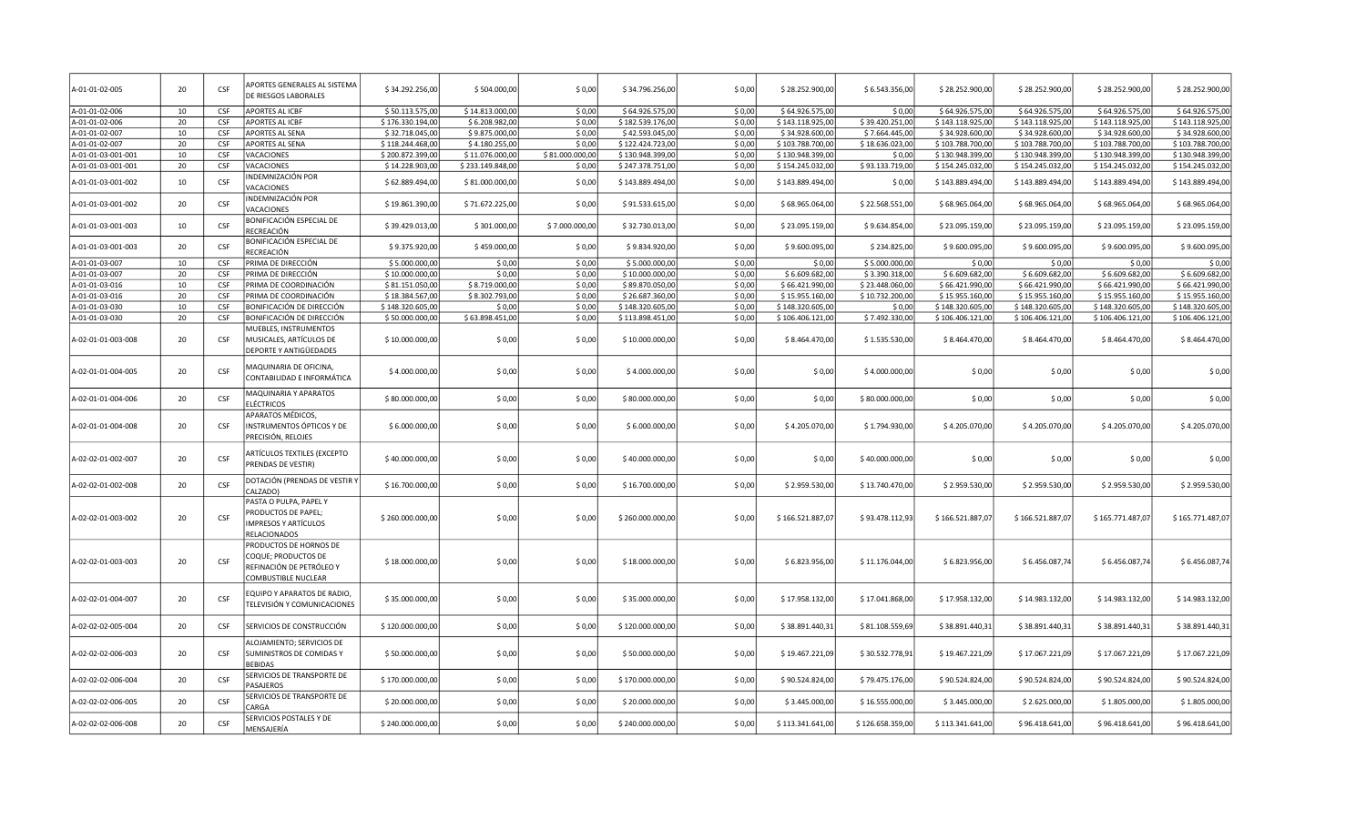| | | | | | | | | | | | | | | | |
|---|---|---|---|---|---|---|---|---|---|---|---|---|---|---|---|
| A-01-01-02-005 | 20 | CSF | APORTES GENERALES AL SISTEMA DE RIESGOS LABORALES | $ 34.292.256,00 | $ 504.000,00 | $ 0,00 | $ 34.796.256,00 | $ 0,00 | $ 28.252.900,00 | $ 6.543.356,00 | $ 28.252.900,00 | $ 28.252.900,00 | $ 28.252.900,00 | $ 28.252.900,00 |
| A-01-01-02-006 | 10 | CSF | APORTES AL ICBF | $ 50.113.575,00 | $ 14.813.000,00 | $ 0,00 | $ 64.926.575,00 | $ 0,00 | $ 64.926.575,00 | $ 0,00 | $ 64.926.575,00 | $ 64.926.575,00 | $ 64.926.575,00 | $ 64.926.575,00 |
| A-01-01-02-006 | 20 | CSF | APORTES AL ICBF | $ 176.330.194,00 | $ 6.208.982,00 | $ 0,00 | $ 182.539.176,00 | $ 0,00 | $ 143.118.925,00 | $ 39.420.251,00 | $ 143.118.925,00 | $ 143.118.925,00 | $ 143.118.925,00 | $ 143.118.925,00 |
| A-01-01-02-007 | 10 | CSF | APORTES AL SENA | $ 32.718.045,00 | $ 9.875.000,00 | $ 0,00 | $ 42.593.045,00 | $ 0,00 | $ 34.928.600,00 | $ 7.664.445,00 | $ 34.928.600,00 | $ 34.928.600,00 | $ 34.928.600,00 | $ 34.928.600,00 |
| A-01-01-02-007 | 20 | CSF | APORTES AL SENA | $ 118.244.468,00 | $ 4.180.255,00 | $ 0,00 | $ 122.424.723,00 | $ 0,00 | $ 103.788.700,00 | $ 18.636.023,00 | $ 103.788.700,00 | $ 103.788.700,00 | $ 103.788.700,00 | $ 103.788.700,00 |
| A-01-01-03-001-001 | 10 | CSF | VACACIONES | $ 200.872.399,00 | $ 11.076.000,00 | $ 81.000.000,00 | $ 130.948.399,00 | $ 0,00 | $ 130.948.399,00 | $ 0,00 | $ 130.948.399,00 | $ 130.948.399,00 | $ 130.948.399,00 | $ 130.948.399,00 |
| A-01-01-03-001-001 | 20 | CSF | VACACIONES | $ 14.228.903,00 | $ 233.149.848,00 | $ 0,00 | $ 247.378.751,00 | $ 0,00 | $ 154.245.032,00 | $ 93.133.719,00 | $ 154.245.032,00 | $ 154.245.032,00 | $ 154.245.032,00 | $ 154.245.032,00 |
| A-01-01-03-001-002 | 10 | CSF | INDEMNIZACIÓN POR VACACIONES | $ 62.889.494,00 | $ 81.000.000,00 | $ 0,00 | $ 143.889.494,00 | $ 0,00 | $ 143.889.494,00 | $ 0,00 | $ 143.889.494,00 | $ 143.889.494,00 | $ 143.889.494,00 | $ 143.889.494,00 |
| A-01-01-03-001-002 | 20 | CSF | INDEMNIZACIÓN POR VACACIONES | $ 19.861.390,00 | $ 71.672.225,00 | $ 0,00 | $ 91.533.615,00 | $ 0,00 | $ 68.965.064,00 | $ 22.568.551,00 | $ 68.965.064,00 | $ 68.965.064,00 | $ 68.965.064,00 | $ 68.965.064,00 |
| A-01-01-03-001-003 | 10 | CSF | BONIFICACIÓN ESPECIAL DE RECREACIÓN | $ 39.429.013,00 | $ 301.000,00 | $ 7.000.000,00 | $ 32.730.013,00 | $ 0,00 | $ 23.095.159,00 | $ 9.634.854,00 | $ 23.095.159,00 | $ 23.095.159,00 | $ 23.095.159,00 | $ 23.095.159,00 |
| A-01-01-03-001-003 | 20 | CSF | BONIFICACIÓN ESPECIAL DE RECREACIÓN | $ 9.375.920,00 | $ 459.000,00 | $ 0,00 | $ 9.834.920,00 | $ 0,00 | $ 9.600.095,00 | $ 234.825,00 | $ 9.600.095,00 | $ 9.600.095,00 | $ 9.600.095,00 | $ 9.600.095,00 |
| A-01-01-03-007 | 10 | CSF | PRIMA DE DIRECCIÓN | $ 5.000.000,00 | $ 0,00 | $ 0,00 | $ 5.000.000,00 | $ 0,00 | $ 0,00 | $ 5.000.000,00 | $ 0,00 | $ 0,00 | $ 0,00 | $ 0,00 |
| A-01-01-03-007 | 20 | CSF | PRIMA DE DIRECCIÓN | $ 10.000.000,00 | $ 0,00 | $ 0,00 | $ 10.000.000,00 | $ 0,00 | $ 6.609.682,00 | $ 3.390.318,00 | $ 6.609.682,00 | $ 6.609.682,00 | $ 6.609.682,00 | $ 6.609.682,00 |
| A-01-01-03-016 | 10 | CSF | PRIMA DE COORDINACIÓN | $ 81.151.050,00 | $ 8.719.000,00 | $ 0,00 | $ 89.870.050,00 | $ 0,00 | $ 66.421.990,00 | $ 23.448.060,00 | $ 66.421.990,00 | $ 66.421.990,00 | $ 66.421.990,00 | $ 66.421.990,00 |
| A-01-01-03-016 | 20 | CSF | PRIMA DE COORDINACIÓN | $ 18.384.567,00 | $ 8.302.793,00 | $ 0,00 | $ 26.687.360,00 | $ 0,00 | $ 15.955.160,00 | $ 10.732.200,00 | $ 15.955.160,00 | $ 15.955.160,00 | $ 15.955.160,00 | $ 15.955.160,00 |
| A-01-01-03-030 | 10 | CSF | BONIFICACIÓN DE DIRECCIÓN | $ 148.320.605,00 | $ 0,00 | $ 0,00 | $ 148.320.605,00 | $ 0,00 | $ 148.320.605,00 | $ 0,00 | $ 148.320.605,00 | $ 148.320.605,00 | $ 148.320.605,00 | $ 148.320.605,00 |
| A-01-01-03-030 | 20 | CSF | BONIFICACIÓN DE DIRECCIÓN | $ 50.000.000,00 | $ 63.898.451,00 | $ 0,00 | $ 113.898.451,00 | $ 0,00 | $ 106.406.121,00 | $ 7.492.330,00 | $ 106.406.121,00 | $ 106.406.121,00 | $ 106.406.121,00 | $ 106.406.121,00 |
| A-02-01-01-003-008 | 20 | CSF | MUEBLES, INSTRUMENTOS MUSICALES, ARTÍCULOS DE DEPORTE Y ANTIGÜEDADES | $ 10.000.000,00 | $ 0,00 | $ 0,00 | $ 10.000.000,00 | $ 0,00 | $ 8.464.470,00 | $ 1.535.530,00 | $ 8.464.470,00 | $ 8.464.470,00 | $ 8.464.470,00 | $ 8.464.470,00 |
| A-02-01-01-004-005 | 20 | CSF | MAQUINARIA DE OFICINA, CONTABILIDAD E INFORMÁTICA | $ 4.000.000,00 | $ 0,00 | $ 0,00 | $ 4.000.000,00 | $ 0,00 | $ 0,00 | $ 4.000.000,00 | $ 0,00 | $ 0,00 | $ 0,00 | $ 0,00 |
| A-02-01-01-004-006 | 20 | CSF | MAQUINARIA Y APARATOS ELÉCTRICOS | $ 80.000.000,00 | $ 0,00 | $ 0,00 | $ 80.000.000,00 | $ 0,00 | $ 0,00 | $ 80.000.000,00 | $ 0,00 | $ 0,00 | $ 0,00 | $ 0,00 |
| A-02-01-01-004-008 | 20 | CSF | APARATOS MÉDICOS, INSTRUMENTOS ÓPTICOS Y DE PRECISIÓN, RELOJES | $ 6.000.000,00 | $ 0,00 | $ 0,00 | $ 6.000.000,00 | $ 0,00 | $ 4.205.070,00 | $ 1.794.930,00 | $ 4.205.070,00 | $ 4.205.070,00 | $ 4.205.070,00 | $ 4.205.070,00 |
| A-02-02-01-002-007 | 20 | CSF | ARTÍCULOS TEXTILES (EXCEPTO PRENDAS DE VESTIR) | $ 40.000.000,00 | $ 0,00 | $ 0,00 | $ 40.000.000,00 | $ 0,00 | $ 0,00 | $ 40.000.000,00 | $ 0,00 | $ 0,00 | $ 0,00 | $ 0,00 |
| A-02-02-01-002-008 | 20 | CSF | DOTACIÓN (PRENDAS DE VESTIR Y CALZADO) | $ 16.700.000,00 | $ 0,00 | $ 0,00 | $ 16.700.000,00 | $ 0,00 | $ 2.959.530,00 | $ 13.740.470,00 | $ 2.959.530,00 | $ 2.959.530,00 | $ 2.959.530,00 | $ 2.959.530,00 |
| A-02-02-01-003-002 | 20 | CSF | PASTA O PULPA, PAPEL Y PRODUCTOS DE PAPEL; IMPRESOS Y ARTÍCULOS RELACIONADOS | $ 260.000.000,00 | $ 0,00 | $ 0,00 | $ 260.000.000,00 | $ 0,00 | $ 166.521.887,07 | $ 93.478.112,93 | $ 166.521.887,07 | $ 166.521.887,07 | $ 165.771.487,07 | $ 165.771.487,07 |
| A-02-02-01-003-003 | 20 | CSF | PRODUCTOS DE HORNOS DE COQUE; PRODUCTOS DE REFINACIÓN DE PETRÓLEO Y COMBUSTIBLE NUCLEAR | $ 18.000.000,00 | $ 0,00 | $ 0,00 | $ 18.000.000,00 | $ 0,00 | $ 6.823.956,00 | $ 11.176.044,00 | $ 6.823.956,00 | $ 6.456.087,74 | $ 6.456.087,74 | $ 6.456.087,74 |
| A-02-02-01-004-007 | 20 | CSF | EQUIPO Y APARATOS DE RADIO, TELEVISIÓN Y COMUNICACIONES | $ 35.000.000,00 | $ 0,00 | $ 0,00 | $ 35.000.000,00 | $ 0,00 | $ 17.958.132,00 | $ 17.041.868,00 | $ 17.958.132,00 | $ 14.983.132,00 | $ 14.983.132,00 | $ 14.983.132,00 |
| A-02-02-02-005-004 | 20 | CSF | SERVICIOS DE CONSTRUCCIÓN | $ 120.000.000,00 | $ 0,00 | $ 0,00 | $ 120.000.000,00 | $ 0,00 | $ 38.891.440,31 | $ 81.108.559,69 | $ 38.891.440,31 | $ 38.891.440,31 | $ 38.891.440,31 | $ 38.891.440,31 |
| A-02-02-02-006-003 | 20 | CSF | ALOJAMIENTO; SERVICIOS DE SUMINISTROS DE COMIDAS Y BEBIDAS | $ 50.000.000,00 | $ 0,00 | $ 0,00 | $ 50.000.000,00 | $ 0,00 | $ 19.467.221,09 | $ 30.532.778,91 | $ 19.467.221,09 | $ 17.067.221,09 | $ 17.067.221,09 | $ 17.067.221,09 |
| A-02-02-02-006-004 | 20 | CSF | SERVICIOS DE TRANSPORTE DE PASAJEROS | $ 170.000.000,00 | $ 0,00 | $ 0,00 | $ 170.000.000,00 | $ 0,00 | $ 90.524.824,00 | $ 79.475.176,00 | $ 90.524.824,00 | $ 90.524.824,00 | $ 90.524.824,00 | $ 90.524.824,00 |
| A-02-02-02-006-005 | 20 | CSF | SERVICIOS DE TRANSPORTE DE CARGA | $ 20.000.000,00 | $ 0,00 | $ 0,00 | $ 20.000.000,00 | $ 0,00 | $ 3.445.000,00 | $ 16.555.000,00 | $ 3.445.000,00 | $ 2.625.000,00 | $ 1.805.000,00 | $ 1.805.000,00 |
| A-02-02-02-006-008 | 20 | CSF | SERVICIOS POSTALES Y DE MENSAJERÍA | $ 240.000.000,00 | $ 0,00 | $ 0,00 | $ 240.000.000,00 | $ 0,00 | $ 113.341.641,00 | $ 126.658.359,00 | $ 113.341.641,00 | $ 96.418.641,00 | $ 96.418.641,00 | $ 96.418.641,00 |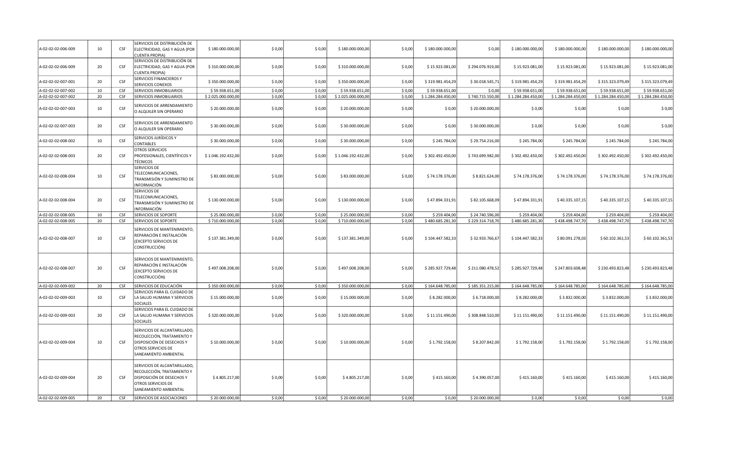| | | | | | | | | | | | | | | |
|---|---|---|---|---|---|---|---|---|---|---|---|---|---|---|
| A-02-02-02-006-009 | 10 | CSF | SERVICIOS DE DISTRIBUCIÓN DE ELECTRICIDAD, GAS Y AGUA (POR CUENTA PROPIA) | $ 180.000.000,00 | $ 0,00 | $ 0,00 | $ 180.000.000,00 | $ 0,00 | $ 180.000.000,00 | $ 0,00 | $ 180.000.000,00 | $ 180.000.000,00 | $ 180.000.000,00 | $ 180.000.000,00 |
| A-02-02-02-006-009 | 20 | CSF | SERVICIOS DE DISTRIBUCIÓN DE ELECTRICIDAD, GAS Y AGUA (POR CUENTA PROPIA) | $ 310.000.000,00 | $ 0,00 | $ 0,00 | $ 310.000.000,00 | $ 0,00 | $ 15.923.081,00 | $ 294.076.919,00 | $ 15.923.081,00 | $ 15.923.081,00 | $ 15.923.081,00 | $ 15.923.081,00 |
| A-02-02-02-007-001 | 20 | CSF | SERVICIOS FINANCIEROS Y SERVICIOS CONEXOS | $ 350.000.000,00 | $ 0,00 | $ 0,00 | $ 350.000.000,00 | $ 0,00 | $ 319.981.454,29 | $ 30.018.545,71 | $ 319.981.454,29 | $ 319.981.454,29 | $ 315.323.079,49 | $ 315.323.079,49 |
| A-02-02-02-007-002 | 10 | CSF | SERVICIOS INMOBILIARIOS | $ 59.938.651,00 | $ 0,00 | $ 0,00 | $ 59.938.651,00 | $ 0,00 | $ 59.938.651,00 | $ 0,00 | $ 59.938.651,00 | $ 59.938.651,00 | $ 59.938.651,00 | $ 59.938.651,00 |
| A-02-02-02-007-002 | 20 | CSF | SERVICIOS INMOBILIARIOS | $ 2.025.000.000,00 | $ 0,00 | $ 0,00 | $ 2.025.000.000,00 | $ 0,00 | $ 1.284.284.450,00 | $ 740.715.550,00 | $ 1.284.284.450,00 | $ 1.284.284.450,00 | $ 1.284.284.450,00 | $ 1.284.284.450,00 |
| A-02-02-02-007-003 | 10 | CSF | SERVICIOS DE ARRENDAMIENTO O ALQUILER SIN OPERARIO | $ 20.000.000,00 | $ 0,00 | $ 0,00 | $ 20.000.000,00 | $ 0,00 | $ 0,00 | $ 20.000.000,00 | $ 0,00 | $ 0,00 | $ 0,00 | $ 0,00 |
| A-02-02-02-007-003 | 20 | CSF | SERVICIOS DE ARRENDAMIENTO O ALQUILER SIN OPERARIO | $ 30.000.000,00 | $ 0,00 | $ 0,00 | $ 30.000.000,00 | $ 0,00 | $ 0,00 | $ 30.000.000,00 | $ 0,00 | $ 0,00 | $ 0,00 | $ 0,00 |
| A-02-02-02-008-002 | 10 | CSF | SERVICIOS JURÍDICOS Y CONTABLES | $ 30.000.000,00 | $ 0,00 | $ 0,00 | $ 30.000.000,00 | $ 0,00 | $ 245.784,00 | $ 29.754.216,00 | $ 245.784,00 | $ 245.784,00 | $ 245.784,00 | $ 245.784,00 |
| A-02-02-02-008-003 | 20 | CSF | OTROS SERVICIOS PROFESIONALES, CIENTÍFICOS Y TÉCNICOS | $ 1.046.192.432,00 | $ 0,00 | $ 0,00 | $ 1.046.192.432,00 | $ 0,00 | $ 302.492.450,00 | $ 743.699.982,00 | $ 302.492.450,00 | $ 302.492.450,00 | $ 302.492.450,00 | $ 302.492.450,00 |
| A-02-02-02-008-004 | 10 | CSF | SERVICIOS DE TELECOMUNICACIONES, TRANSMISIÓN Y SUMINISTRO DE INFORMACIÓN | $ 83.000.000,00 | $ 0,00 | $ 0,00 | $ 83.000.000,00 | $ 0,00 | $ 74.178.376,00 | $ 8.821.624,00 | $ 74.178.376,00 | $ 74.178.376,00 | $ 74.178.376,00 | $ 74.178.376,00 |
| A-02-02-02-008-004 | 20 | CSF | SERVICIOS DE TELECOMUNICACIONES, TRANSMISIÓN Y SUMINISTRO DE INFORMACIÓN | $ 130.000.000,00 | $ 0,00 | $ 0,00 | $ 130.000.000,00 | $ 0,00 | $ 47.894.331,91 | $ 82.105.668,09 | $ 47.894.331,91 | $ 40.335.107,15 | $ 40.335.107,15 | $ 40.335.107,15 |
| A-02-02-02-008-005 | 10 | CSF | SERVICIOS DE SOPORTE | $ 25.000.000,00 | $ 0,00 | $ 0,00 | $ 25.000.000,00 | $ 0,00 | $ 259.404,00 | $ 24.740.596,00 | $ 259.404,00 | $ 259.404,00 | $ 259.404,00 | $ 259.404,00 |
| A-02-02-02-008-005 | 20 | CSF | SERVICIOS DE SOPORTE | $ 710.000.000,00 | $ 0,00 | $ 0,00 | $ 710.000.000,00 | $ 0,00 | $ 480.685.281,30 | $ 229.314.718,70 | $ 480.685.281,30 | $ 438.498.747,70 | $ 438.498.747,70 | $ 438.498.747,70 |
| A-02-02-02-008-007 | 10 | CSF | SERVICIOS DE MANTENIMIENTO, REPARACIÓN E INSTALACIÓN (EXCEPTO SERVICIOS DE CONSTRUCCIÓN) | $ 137.381.349,00 | $ 0,00 | $ 0,00 | $ 137.381.349,00 | $ 0,00 | $ 104.447.582,33 | $ 32.933.766,67 | $ 104.447.582,33 | $ 80.091.278,03 | $ 60.102.361,53 | $ 60.102.361,53 |
| A-02-02-02-008-007 | 20 | CSF | SERVICIOS DE MANTENIMIENTO, REPARACIÓN E INSTALACIÓN (EXCEPTO SERVICIOS DE CONSTRUCCIÓN) | $ 497.008.208,00 | $ 0,00 | $ 0,00 | $ 497.008.208,00 | $ 0,00 | $ 285.927.729,48 | $ 211.080.478,52 | $ 285.927.729,48 | $ 247.803.608,48 | $ 230.493.823,48 | $ 230.493.823,48 |
| A-02-02-02-009-002 | 20 | CSF | SERVICIOS DE EDUCACIÓN | $ 350.000.000,00 | $ 0,00 | $ 0,00 | $ 350.000.000,00 | $ 0,00 | $ 164.648.785,00 | $ 185.351.215,00 | $ 164.648.785,00 | $ 164.648.785,00 | $ 164.648.785,00 | $ 164.648.785,00 |
| A-02-02-02-009-003 | 10 | CSF | SERVICIOS PARA EL CUIDADO DE LA SALUD HUMANA Y SERVICIOS SOCIALES | $ 15.000.000,00 | $ 0,00 | $ 0,00 | $ 15.000.000,00 | $ 0,00 | $ 8.282.000,00 | $ 6.718.000,00 | $ 8.282.000,00 | $ 3.832.000,00 | $ 3.832.000,00 | $ 3.832.000,00 |
| A-02-02-02-009-003 | 20 | CSF | SERVICIOS PARA EL CUIDADO DE LA SALUD HUMANA Y SERVICIOS SOCIALES | $ 320.000.000,00 | $ 0,00 | $ 0,00 | $ 320.000.000,00 | $ 0,00 | $ 11.151.490,00 | $ 308.848.510,00 | $ 11.151.490,00 | $ 11.151.490,00 | $ 11.151.490,00 | $ 11.151.490,00 |
| A-02-02-02-009-004 | 10 | CSF | SERVICIOS DE ALCANTARILLADO, RECOLECCIÓN, TRATAMIENTO Y DISPOSICIÓN DE DESECHOS Y OTROS SERVICIOS DE SANEAMIENTO AMBIENTAL | $ 10.000.000,00 | $ 0,00 | $ 0,00 | $ 10.000.000,00 | $ 0,00 | $ 1.792.158,00 | $ 8.207.842,00 | $ 1.792.158,00 | $ 1.792.158,00 | $ 1.792.158,00 | $ 1.792.158,00 |
| A-02-02-02-009-004 | 20 | CSF | SERVICIOS DE ALCANTARILLADO, RECOLECCIÓN, TRATAMIENTO Y DISPOSICIÓN DE DESECHOS Y OTROS SERVICIOS DE SANEAMIENTO AMBIENTAL | $ 4.805.217,00 | $ 0,00 | $ 0,00 | $ 4.805.217,00 | $ 0,00 | $ 415.160,00 | $ 4.390.057,00 | $ 415.160,00 | $ 415.160,00 | $ 415.160,00 | $ 415.160,00 |
| A-02-02-02-009-005 | 20 | CSF | SERVICIOS DE ASOCIACIONES | $ 20.000.000,00 | $ 0,00 | $ 0,00 | $ 20.000.000,00 | $ 0,00 | $ 0,00 | $ 20.000.000,00 | $ 0,00 | $ 0,00 | $ 0,00 | $ 0,00 |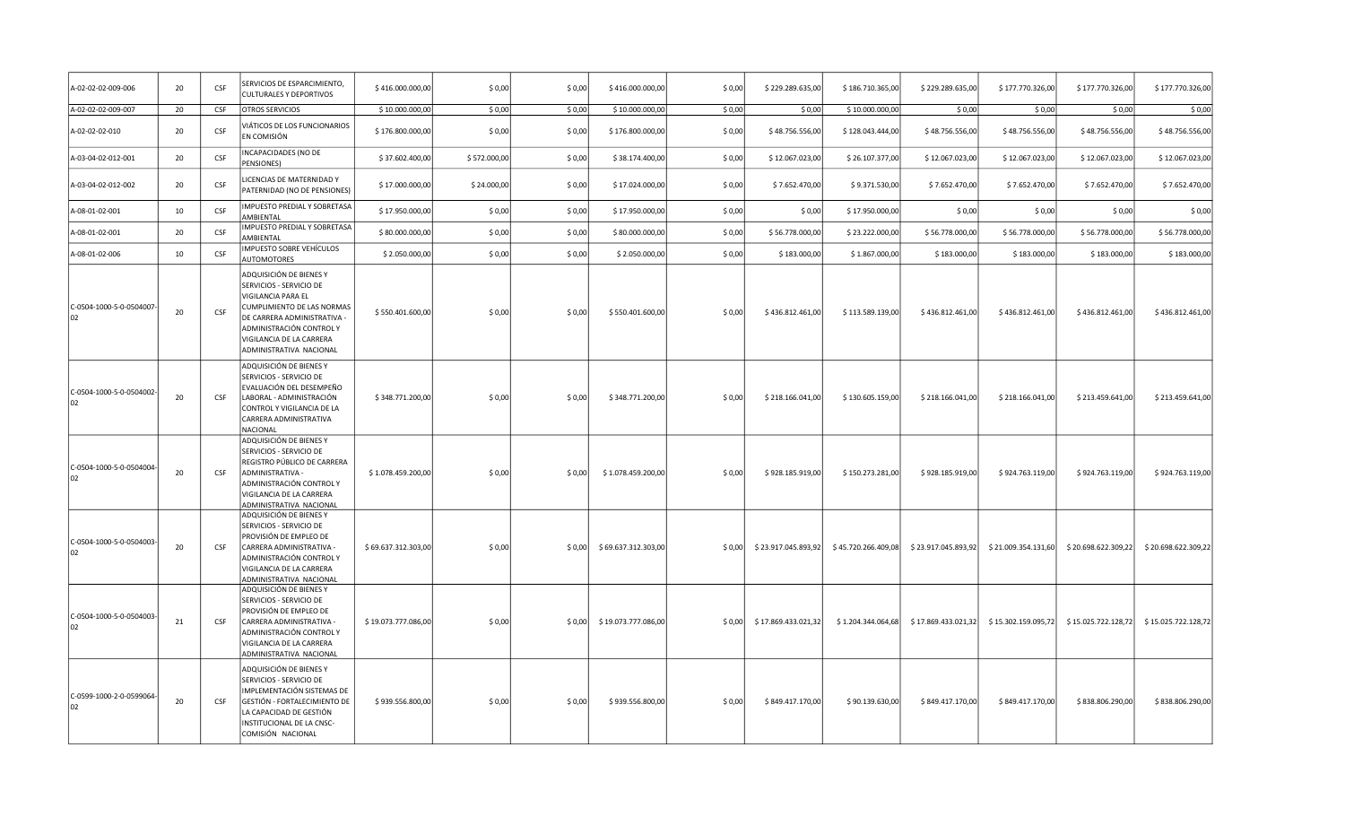| | | | | | | | | | | | | | | |
|---|---|---|---|---|---|---|---|---|---|---|---|---|---|---|
| A-02-02-02-009-006 | 20 | CSF | SERVICIOS DE ESPARCIMIENTO, CULTURALES Y DEPORTIVOS | $ 416.000.000,00 | $ 0,00 | $ 0,00 | $ 416.000.000,00 | $ 0,00 | $ 229.289.635,00 | $ 186.710.365,00 | $ 229.289.635,00 | $ 177.770.326,00 | $ 177.770.326,00 | $ 177.770.326,00 |
| A-02-02-02-009-007 | 20 | CSF | OTROS SERVICIOS | $ 10.000.000,00 | $ 0,00 | $ 0,00 | $ 10.000.000,00 | $ 0,00 | $ 0,00 | $ 10.000.000,00 | $ 0,00 | $ 0,00 | $ 0,00 | $ 0,00 |
| A-02-02-02-010 | 20 | CSF | VIÁTICOS DE LOS FUNCIONARIOS EN COMISIÓN | $ 176.800.000,00 | $ 0,00 | $ 0,00 | $ 176.800.000,00 | $ 0,00 | $ 48.756.556,00 | $ 128.043.444,00 | $ 48.756.556,00 | $ 48.756.556,00 | $ 48.756.556,00 | $ 48.756.556,00 |
| A-03-04-02-012-001 | 20 | CSF | INCAPACIDADES (NO DE PENSIONES) | $ 37.602.400,00 | $ 572.000,00 | $ 0,00 | $ 38.174.400,00 | $ 0,00 | $ 12.067.023,00 | $ 26.107.377,00 | $ 12.067.023,00 | $ 12.067.023,00 | $ 12.067.023,00 | $ 12.067.023,00 |
| A-03-04-02-012-002 | 20 | CSF | LICENCIAS DE MATERNIDAD Y PATERNIDAD (NO DE PENSIONES) | $ 17.000.000,00 | $ 24.000,00 | $ 0,00 | $ 17.024.000,00 | $ 0,00 | $ 7.652.470,00 | $ 9.371.530,00 | $ 7.652.470,00 | $ 7.652.470,00 | $ 7.652.470,00 | $ 7.652.470,00 |
| A-08-01-02-001 | 10 | CSF | IMPUESTO PREDIAL Y SOBRETASA AMBIENTAL | $ 17.950.000,00 | $ 0,00 | $ 0,00 | $ 17.950.000,00 | $ 0,00 | $ 0,00 | $ 17.950.000,00 | $ 0,00 | $ 0,00 | $ 0,00 | $ 0,00 |
| A-08-01-02-001 | 20 | CSF | IMPUESTO PREDIAL Y SOBRETASA AMBIENTAL | $ 80.000.000,00 | $ 0,00 | $ 0,00 | $ 80.000.000,00 | $ 0,00 | $ 56.778.000,00 | $ 23.222.000,00 | $ 56.778.000,00 | $ 56.778.000,00 | $ 56.778.000,00 | $ 56.778.000,00 |
| A-08-01-02-006 | 10 | CSF | IMPUESTO SOBRE VEHÍCULOS AUTOMOTORES | $ 2.050.000,00 | $ 0,00 | $ 0,00 | $ 2.050.000,00 | $ 0,00 | $ 183.000,00 | $ 1.867.000,00 | $ 183.000,00 | $ 183.000,00 | $ 183.000,00 | $ 183.000,00 |
| C-0504-1000-5-0-0504007-02 | 20 | CSF | ADQUISICIÓN DE BIENES Y SERVICIOS - SERVICIO DE VIGILANCIA PARA EL CUMPLIMIENTO DE LAS NORMAS DE CARRERA ADMINISTRATIVA - ADMINISTRACIÓN CONTROL Y VIGILANCIA DE LA CARRERA ADMINISTRATIVA NACIONAL | $ 550.401.600,00 | $ 0,00 | $ 0,00 | $ 550.401.600,00 | $ 0,00 | $ 436.812.461,00 | $ 113.589.139,00 | $ 436.812.461,00 | $ 436.812.461,00 | $ 436.812.461,00 | $ 436.812.461,00 |
| C-0504-1000-5-0-0504002-02 | 20 | CSF | ADQUISICIÓN DE BIENES Y SERVICIOS - SERVICIO DE EVALUACIÓN DEL DESEMPEÑO LABORAL - ADMINISTRACIÓN CONTROL Y VIGILANCIA DE LA CARRERA ADMINISTRATIVA NACIONAL | $ 348.771.200,00 | $ 0,00 | $ 0,00 | $ 348.771.200,00 | $ 0,00 | $ 218.166.041,00 | $ 130.605.159,00 | $ 218.166.041,00 | $ 218.166.041,00 | $ 213.459.641,00 | $ 213.459.641,00 |
| C-0504-1000-5-0-0504004-02 | 20 | CSF | ADQUISICIÓN DE BIENES Y SERVICIOS - SERVICIO DE REGISTRO PÚBLICO DE CARRERA ADMINISTRATIVA - ADMINISTRACIÓN CONTROL Y VIGILANCIA DE LA CARRERA ADMINISTRATIVA NACIONAL | $ 1.078.459.200,00 | $ 0,00 | $ 0,00 | $ 1.078.459.200,00 | $ 0,00 | $ 928.185.919,00 | $ 150.273.281,00 | $ 928.185.919,00 | $ 924.763.119,00 | $ 924.763.119,00 | $ 924.763.119,00 |
| C-0504-1000-5-0-0504003-02 | 20 | CSF | ADQUISICIÓN DE BIENES Y SERVICIOS - SERVICIO DE PROVISIÓN DE EMPLEO DE CARRERA ADMINISTRATIVA - ADMINISTRACIÓN CONTROL Y VIGILANCIA DE LA CARRERA ADMINISTRATIVA NACIONAL | $ 69.637.312.303,00 | $ 0,00 | $ 0,00 | $ 69.637.312.303,00 | $ 0,00 | $ 23.917.045.893,92 | $ 45.720.266.409,08 | $ 23.917.045.893,92 | $ 21.009.354.131,60 | $ 20.698.622.309,22 | $ 20.698.622.309,22 |
| C-0504-1000-5-0-0504003-02 | 21 | CSF | ADQUISICIÓN DE BIENES Y SERVICIOS - SERVICIO DE PROVISIÓN DE EMPLEO DE CARRERA ADMINISTRATIVA - ADMINISTRACIÓN CONTROL Y VIGILANCIA DE LA CARRERA ADMINISTRATIVA NACIONAL | $ 19.073.777.086,00 | $ 0,00 | $ 0,00 | $ 19.073.777.086,00 | $ 0,00 | $ 17.869.433.021,32 | $ 1.204.344.064,68 | $ 17.869.433.021,32 | $ 15.302.159.095,72 | $ 15.025.722.128,72 | $ 15.025.722.128,72 |
| C-0599-1000-2-0-0599064-02 | 20 | CSF | ADQUISICIÓN DE BIENES Y SERVICIOS - SERVICIO DE IMPLEMENTACIÓN SISTEMAS DE GESTIÓN - FORTALECIMIENTO DE LA CAPACIDAD DE GESTIÓN INSTITUCIONAL DE LA CNSC-COMISIÓN NACIONAL | $ 939.556.800,00 | $ 0,00 | $ 0,00 | $ 939.556.800,00 | $ 0,00 | $ 849.417.170,00 | $ 90.139.630,00 | $ 849.417.170,00 | $ 849.417.170,00 | $ 838.806.290,00 | $ 838.806.290,00 |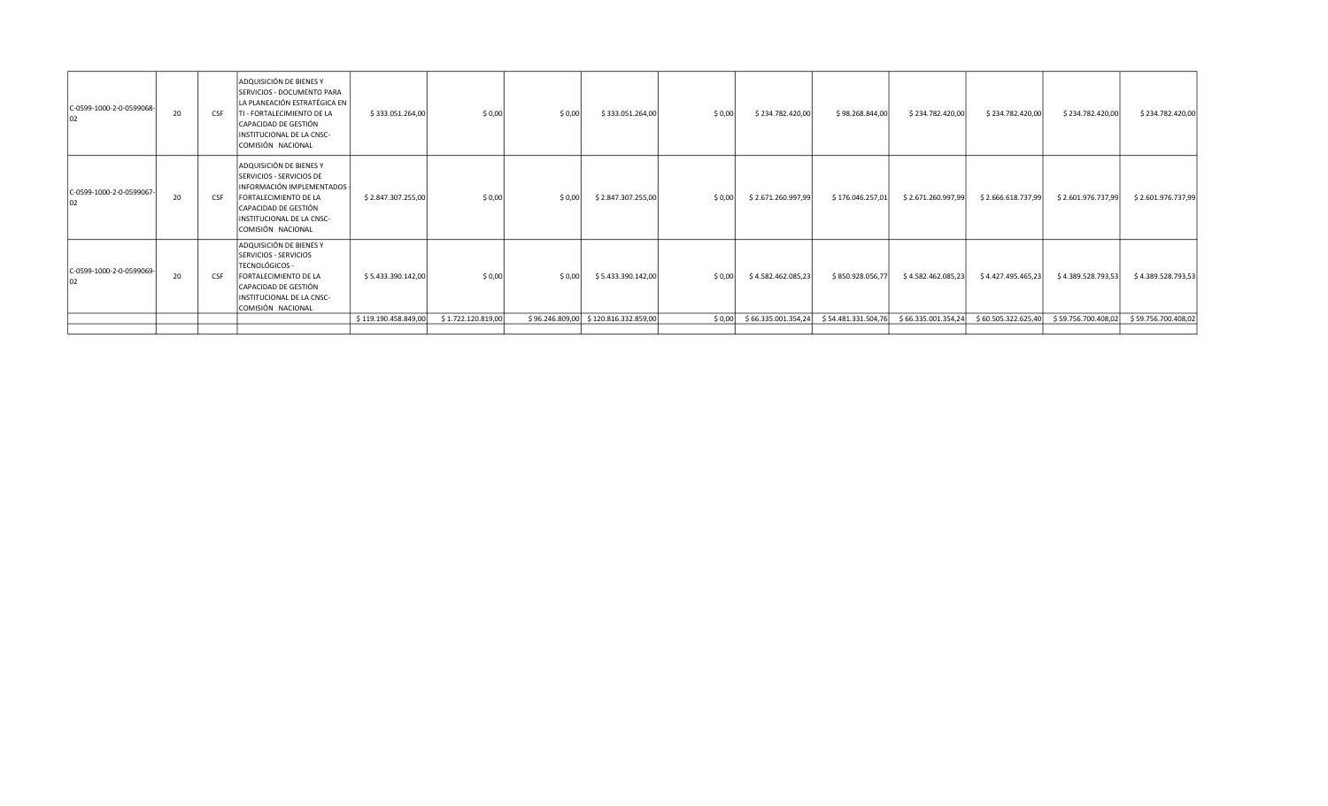| | | | | | | | | | | | | | | |
|---|---|---|---|---|---|---|---|---|---|---|---|---|---|---|
| C-0599-1000-2-0-0599068-02 | 20 | CSF | ADQUISICIÓN DE BIENES Y SERVICIOS - DOCUMENTO PARA LA PLANEACIÓN ESTRATÉGICA EN TI - FORTALECIMIENTO DE LA CAPACIDAD DE GESTIÓN INSTITUCIONAL DE LA CNSC-COMISIÓN NACIONAL | $ 333.051.264,00 | $ 0,00 | $ 0,00 | $ 333.051.264,00 | $ 0,00 | $ 234.782.420,00 | $ 98.268.844,00 | $ 234.782.420,00 | $ 234.782.420,00 | $ 234.782.420,00 | $ 234.782.420,00 |
| C-0599-1000-2-0-0599067-02 | 20 | CSF | ADQUISICIÓN DE BIENES Y SERVICIOS - SERVICIOS DE INFORMACIÓN IMPLEMENTADOS - FORTALECIMIENTO DE LA CAPACIDAD DE GESTIÓN INSTITUCIONAL DE LA CNSC-COMISIÓN NACIONAL | $ 2.847.307.255,00 | $ 0,00 | $ 0,00 | $ 2.847.307.255,00 | $ 0,00 | $ 2.671.260.997,99 | $ 176.046.257,01 | $ 2.671.260.997,99 | $ 2.666.618.737,99 | $ 2.601.976.737,99 | $ 2.601.976.737,99 |
| C-0599-1000-2-0-0599069-02 | 20 | CSF | ADQUISICIÓN DE BIENES Y SERVICIOS - SERVICIOS TECNOLÓGICOS - FORTALECIMIENTO DE LA CAPACIDAD DE GESTIÓN INSTITUCIONAL DE LA CNSC-COMISIÓN NACIONAL | $ 5.433.390.142,00 | $ 0,00 | $ 0,00 | $ 5.433.390.142,00 | $ 0,00 | $ 4.582.462.085,23 | $ 850.928.056,77 | $ 4.582.462.085,23 | $ 4.427.495.465,23 | $ 4.389.528.793,53 | $ 4.389.528.793,53 |
| | | | | $ 119.190.458.849,00 | $ 1.722.120.819,00 | $ 96.246.809,00 | $ 120.816.332.859,00 | $ 0,00 | $ 66.335.001.354,24 | $ 54.481.331.504,76 | $ 66.335.001.354,24 | $ 60.505.322.625,40 | $ 59.756.700.408,02 | $ 59.756.700.408,02 |
| | | | | | | | | | | | | | | |